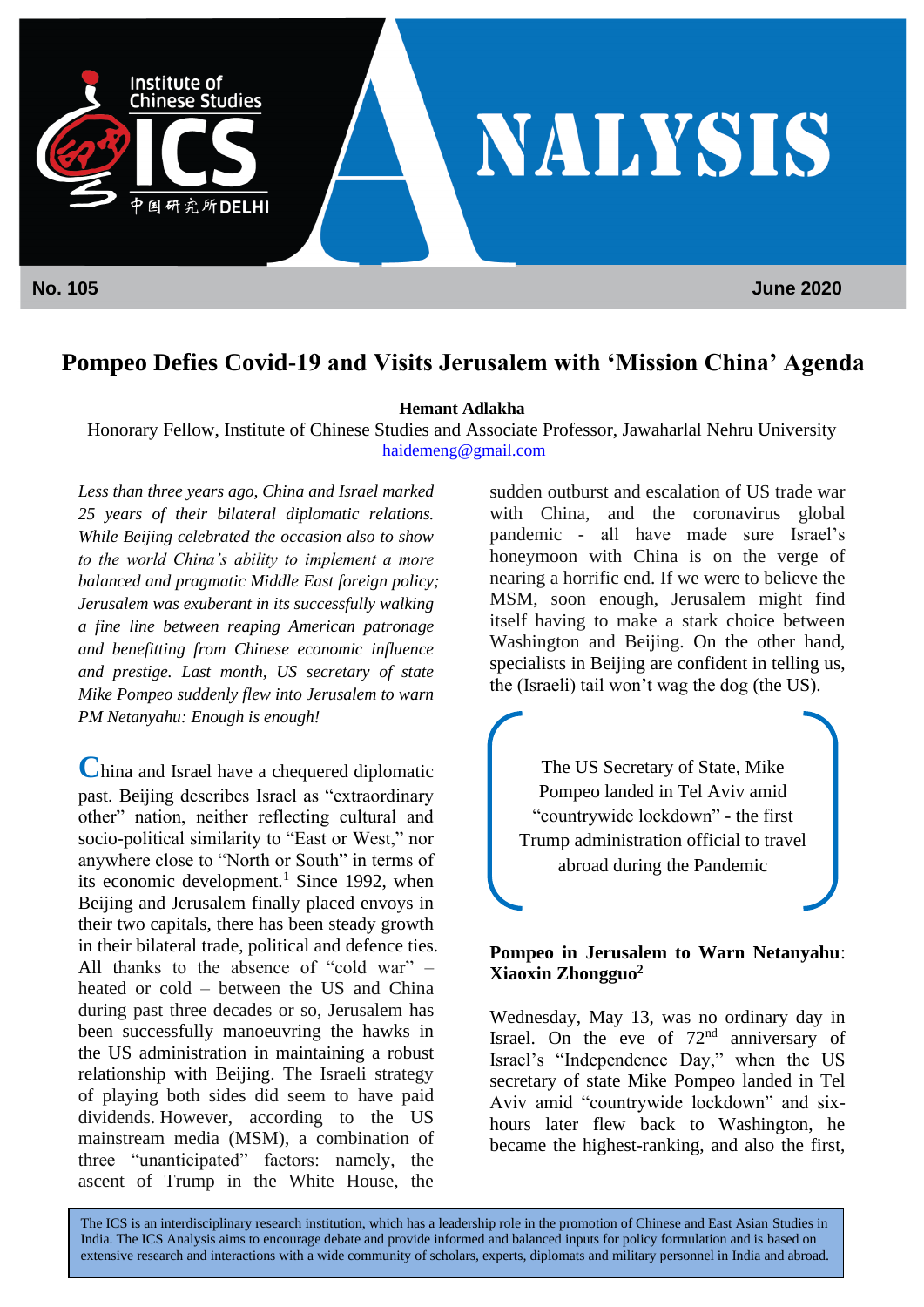No. 105 June 2020

# Pompeo Defies Covid-19 and Visits Jerusalem with 'Mission China' Agenda

**Hemant Adlakha**

Honorary Fellow, Institute of Chinese Studies and Associate Professor, Jawaharlal Nehru University
haidemeng@gmail.com

*Less than three years ago, China and Israel marked 25 years of their bilateral diplomatic relations. While Beijing celebrated the occasion also to show to the world China's ability to implement a more balanced and pragmatic Middle East foreign policy; Jerusalem was exuberant in its successfully walking a fine line between reaping American patronage and benefitting from Chinese economic influence and prestige. Last month, US secretary of state Mike Pompeo suddenly flew into Jerusalem to warn PM Netanyahu: Enough is enough!*

China and Israel have a chequered diplomatic past. Beijing describes Israel as "extraordinary other" nation, neither reflecting cultural and socio-political similarity to "East or West," nor anywhere close to "North or South" in terms of its economic development.[1] Since 1992, when Beijing and Jerusalem finally placed envoys in their two capitals, there has been steady growth in their bilateral trade, political and defence ties. All thanks to the absence of "cold war" – heated or cold – between the US and China during past three decades or so, Jerusalem has been successfully manoeuvring the hawks in the US administration in maintaining a robust relationship with Beijing. The Israeli strategy of playing both sides did seem to have paid dividends. However, according to the US mainstream media (MSM), a combination of three "unanticipated" factors: namely, the ascent of Trump in the White House, the sudden outburst and escalation of US trade war with China, and the coronavirus global pandemic - all have made sure Israel's honeymoon with China is on the verge of nearing a horrific end. If we were to believe the MSM, soon enough, Jerusalem might find itself having to make a stark choice between Washington and Beijing. On the other hand, specialists in Beijing are confident in telling us, the (Israeli) tail won't wag the dog (the US).

> The US Secretary of State, Mike Pompeo landed in Tel Aviv amid "countrywide lockdown" - the first Trump administration official to travel abroad during the Pandemic

**Pompeo in Jerusalem to Warn Netanyahu: Xiaoxin Zhongguo[2]**

Wednesday, May 13, was no ordinary day in Israel. On the eve of 72nd anniversary of Israel's "Independence Day," when the US secretary of state Mike Pompeo landed in Tel Aviv amid "countrywide lockdown" and six-hours later flew back to Washington, he became the highest-ranking, and also the first,

The ICS is an interdisciplinary research institution, which has a leadership role in the promotion of Chinese and East Asian Studies in India. The ICS Analysis aims to encourage debate and provide informed and balanced inputs for policy formulation and is based on extensive research and interactions with a wide community of scholars, experts, diplomats and military personnel in India and abroad.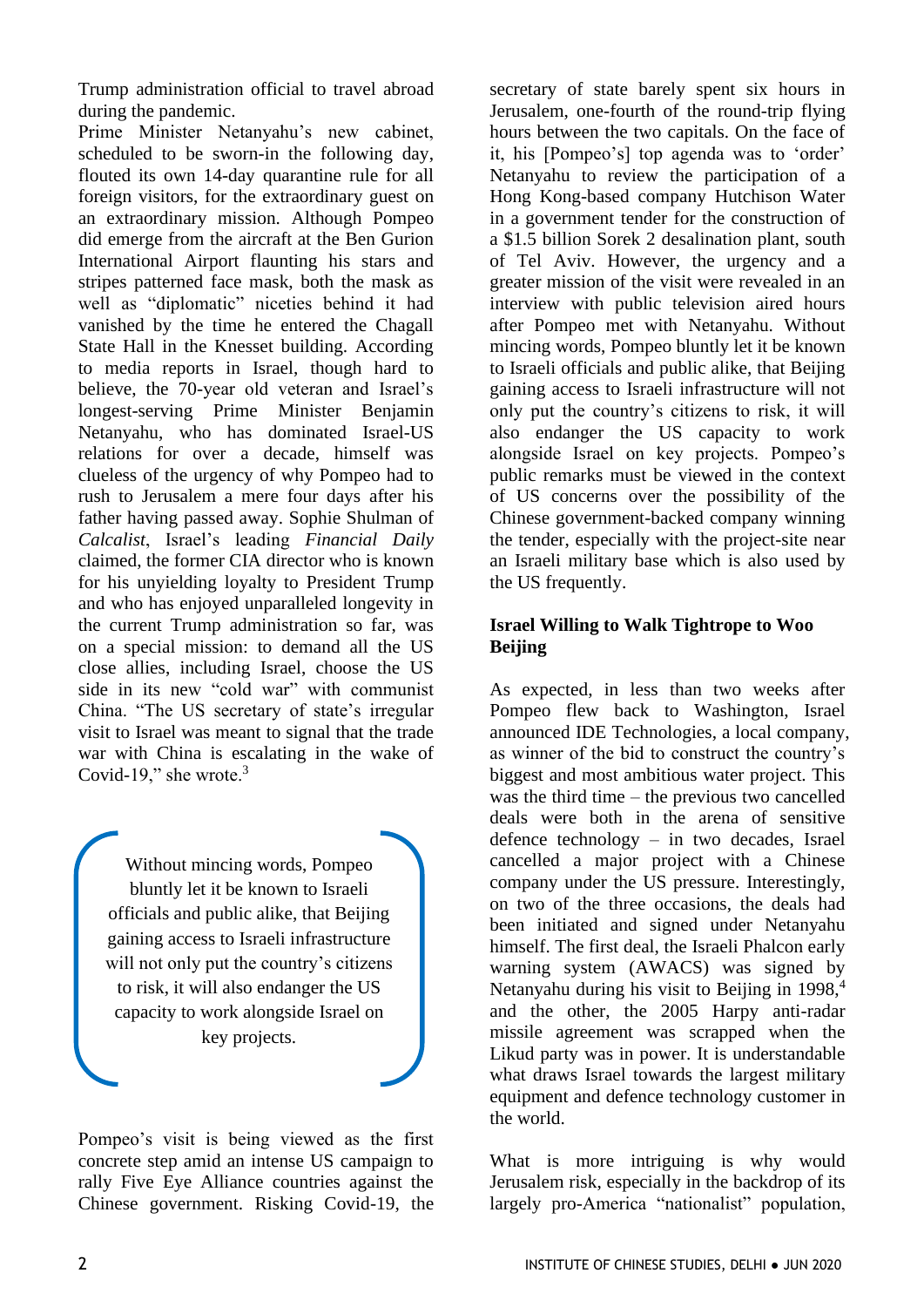Trump administration official to travel abroad during the pandemic.

Prime Minister Netanyahu's new cabinet, scheduled to be sworn-in the following day, flouted its own 14-day quarantine rule for all foreign visitors, for the extraordinary guest on an extraordinary mission. Although Pompeo did emerge from the aircraft at the Ben Gurion International Airport flaunting his stars and stripes patterned face mask, both the mask as well as "diplomatic" niceties behind it had vanished by the time he entered the Chagall State Hall in the Knesset building. According to media reports in Israel, though hard to believe, the 70-year old veteran and Israel's longest-serving Prime Minister Benjamin Netanyahu, who has dominated Israel-US relations for over a decade, himself was clueless of the urgency of why Pompeo had to rush to Jerusalem a mere four days after his father having passed away. Sophie Shulman of *Calcalist*, Israel's leading *Financial Daily* claimed, the former CIA director who is known for his unyielding loyalty to President Trump and who has enjoyed unparalleled longevity in the current Trump administration so far, was on a special mission: to demand all the US close allies, including Israel, choose the US side in its new "cold war" with communist China. "The US secretary of state's irregular visit to Israel was meant to signal that the trade war with China is escalating in the wake of Covid-19," she wrote.[3]

> Without mincing words, Pompeo bluntly let it be known to Israeli officials and public alike, that Beijing gaining access to Israeli infrastructure will not only put the country's citizens to risk, it will also endanger the US capacity to work alongside Israel on key projects.

Pompeo's visit is being viewed as the first concrete step amid an intense US campaign to rally Five Eye Alliance countries against the Chinese government. Risking Covid-19, the secretary of state barely spent six hours in Jerusalem, one-fourth of the round-trip flying hours between the two capitals. On the face of it, his [Pompeo's] top agenda was to 'order' Netanyahu to review the participation of a Hong Kong-based company Hutchison Water in a government tender for the construction of a $1.5 billion Sorek 2 desalination plant, south of Tel Aviv. However, the urgency and a greater mission of the visit were revealed in an interview with public television aired hours after Pompeo met with Netanyahu. Without mincing words, Pompeo bluntly let it be known to Israeli officials and public alike, that Beijing gaining access to Israeli infrastructure will not only put the country's citizens to risk, it will also endanger the US capacity to work alongside Israel on key projects. Pompeo's public remarks must be viewed in the context of US concerns over the possibility of the Chinese government-backed company winning the tender, especially with the project-site near an Israeli military base which is also used by the US frequently.

## Israel Willing to Walk Tightrope to Woo Beijing

As expected, in less than two weeks after Pompeo flew back to Washington, Israel announced IDE Technologies, a local company, as winner of the bid to construct the country's biggest and most ambitious water project. This was the third time – the previous two cancelled deals were both in the arena of sensitive defence technology – in two decades, Israel cancelled a major project with a Chinese company under the US pressure. Interestingly, on two of the three occasions, the deals had been initiated and signed under Netanyahu himself. The first deal, the Israeli Phalcon early warning system (AWACS) was signed by Netanyahu during his visit to Beijing in 1998,[4] and the other, the 2005 Harpy anti-radar missile agreement was scrapped when the Likud party was in power. It is understandable what draws Israel towards the largest military equipment and defence technology customer in the world.

What is more intriguing is why would Jerusalem risk, especially in the backdrop of its largely pro-America "nationalist" population,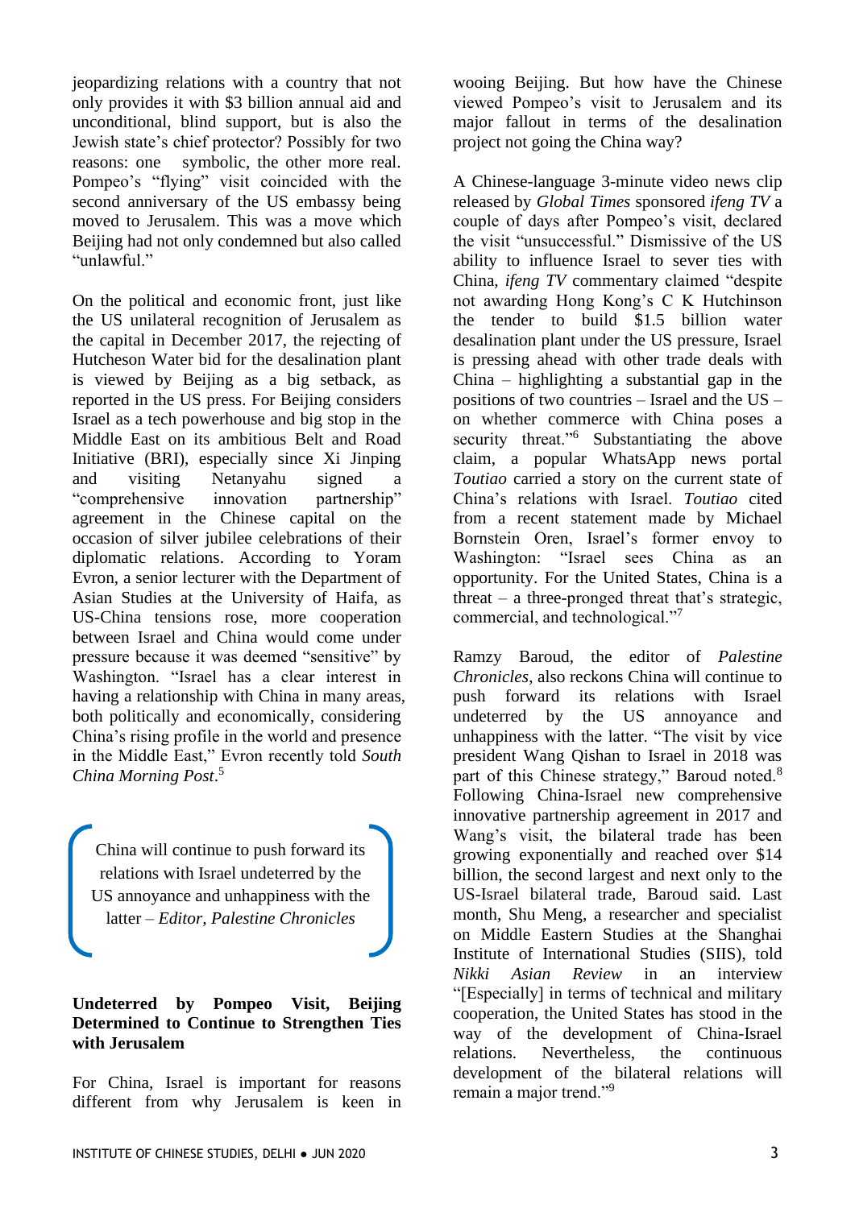jeopardizing relations with a country that not only provides it with $3 billion annual aid and unconditional, blind support, but is also the Jewish state's chief protector? Possibly for two reasons: one symbolic, the other more real. Pompeo's "flying" visit coincided with the second anniversary of the US embassy being moved to Jerusalem. This was a move which Beijing had not only condemned but also called "unlawful."

On the political and economic front, just like the US unilateral recognition of Jerusalem as the capital in December 2017, the rejecting of Hutcheson Water bid for the desalination plant is viewed by Beijing as a big setback, as reported in the US press. For Beijing considers Israel as a tech powerhouse and big stop in the Middle East on its ambitious Belt and Road Initiative (BRI), especially since Xi Jinping and visiting Netanyahu signed a "comprehensive innovation partnership" agreement in the Chinese capital on the occasion of silver jubilee celebrations of their diplomatic relations. According to Yoram Evron, a senior lecturer with the Department of Asian Studies at the University of Haifa, as US-China tensions rose, more cooperation between Israel and China would come under pressure because it was deemed "sensitive" by Washington. "Israel has a clear interest in having a relationship with China in many areas, both politically and economically, considering China's rising profile in the world and presence in the Middle East," Evron recently told *South China Morning Post*.[5]

> China will continue to push forward its relations with Israel undeterred by the US annoyance and unhappiness with the latter – *Editor, Palestine Chronicles*

**Undeterred by Pompeo Visit, Beijing Determined to Continue to Strengthen Ties with Jerusalem**

For China, Israel is important for reasons different from why Jerusalem is keen in wooing Beijing. But how have the Chinese viewed Pompeo's visit to Jerusalem and its major fallout in terms of the desalination project not going the China way?

A Chinese-language 3-minute video news clip released by *Global Times* sponsored *ifeng TV* a couple of days after Pompeo's visit, declared the visit "unsuccessful." Dismissive of the US ability to influence Israel to sever ties with China, *ifeng TV* commentary claimed "despite not awarding Hong Kong's C K Hutchinson the tender to build $1.5 billion water desalination plant under the US pressure, Israel is pressing ahead with other trade deals with China – highlighting a substantial gap in the positions of two countries – Israel and the US – on whether commerce with China poses a security threat."[6] Substantiating the above claim, a popular WhatsApp news portal *Toutiao* carried a story on the current state of China's relations with Israel. *Toutiao* cited from a recent statement made by Michael Bornstein Oren, Israel's former envoy to Washington: "Israel sees China as an opportunity. For the United States, China is a threat – a three-pronged threat that's strategic, commercial, and technological."[7]

Ramzy Baroud, the editor of *Palestine Chronicles*, also reckons China will continue to push forward its relations with Israel undeterred by the US annoyance and unhappiness with the latter. "The visit by vice president Wang Qishan to Israel in 2018 was part of this Chinese strategy," Baroud noted.[8] Following China-Israel new comprehensive innovative partnership agreement in 2017 and Wang's visit, the bilateral trade has been growing exponentially and reached over $14 billion, the second largest and next only to the US-Israel bilateral trade, Baroud said. Last month, Shu Meng, a researcher and specialist on Middle Eastern Studies at the Shanghai Institute of International Studies (SIIS), told *Nikki Asian Review* in an interview "[Especially] in terms of technical and military cooperation, the United States has stood in the way of the development of China-Israel relations. Nevertheless, the continuous development of the bilateral relations will remain a major trend."[9]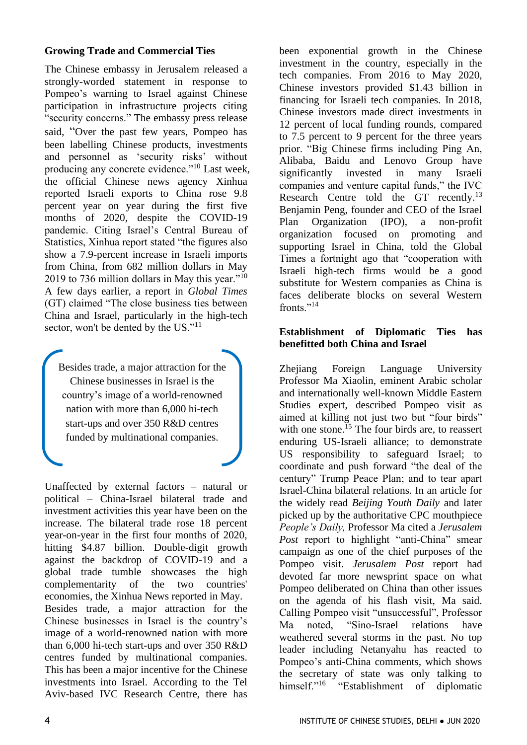## Growing Trade and Commercial Ties

The Chinese embassy in Jerusalem released a strongly-worded statement in response to Pompeo's warning to Israel against Chinese participation in infrastructure projects citing "security concerns." The embassy press release said, "Over the past few years, Pompeo has been labelling Chinese products, investments and personnel as 'security risks' without producing any concrete evidence."[10] Last week, the official Chinese news agency Xinhua reported Israeli exports to China rose 9.8 percent year on year during the first five months of 2020, despite the COVID-19 pandemic. Citing Israel's Central Bureau of Statistics, Xinhua report stated "the figures also show a 7.9-percent increase in Israeli imports from China, from 682 million dollars in May 2019 to 736 million dollars in May this year."[10] A few days earlier, a report in *Global Times* (GT) claimed "The close business ties between China and Israel, particularly in the high-tech sector, won't be dented by the US."[11]

> Besides trade, a major attraction for the Chinese businesses in Israel is the country's image of a world-renowned nation with more than 6,000 hi-tech start-ups and over 350 R&D centres funded by multinational companies.

Unaffected by external factors – natural or political – China-Israel bilateral trade and investment activities this year have been on the increase. The bilateral trade rose 18 percent year-on-year in the first four months of 2020, hitting $4.87 billion. Double-digit growth against the backdrop of COVID-19 and a global trade tumble showcases the high complementarity of the two countries' economies, the Xinhua News reported in May. Besides trade, a major attraction for the Chinese businesses in Israel is the country's image of a world-renowned nation with more than 6,000 hi-tech start-ups and over 350 R&D centres funded by multinational companies. This has been a major incentive for the Chinese investments into Israel. According to the Tel Aviv-based IVC Research Centre, there has been exponential growth in the Chinese investment in the country, especially in the tech companies. From 2016 to May 2020, Chinese investors provided $1.43 billion in financing for Israeli tech companies. In 2018, Chinese investors made direct investments in 12 percent of local funding rounds, compared to 7.5 percent to 9 percent for the three years prior. "Big Chinese firms including Ping An, Alibaba, Baidu and Lenovo Group have significantly invested in many Israeli companies and venture capital funds," the IVC Research Centre told the GT recently.[13] Benjamin Peng, founder and CEO of the Israel Plan Organization (IPO), a non-profit organization focused on promoting and supporting Israel in China, told the Global Times a fortnight ago that "cooperation with Israeli high-tech firms would be a good substitute for Western companies as China is faces deliberate blocks on several Western fronts."[14]

## Establishment of Diplomatic Ties has benefitted both China and Israel

Zhejiang Foreign Language University Professor Ma Xiaolin, eminent Arabic scholar and internationally well-known Middle Eastern Studies expert, described Pompeo visit as aimed at killing not just two but "four birds" with one stone.[15] The four birds are, to reassert enduring US-Israeli alliance; to demonstrate US responsibility to safeguard Israel; to coordinate and push forward "the deal of the century" Trump Peace Plan; and to tear apart Israel-China bilateral relations. In an article for the widely read *Beijing Youth Daily* and later picked up by the authoritative CPC mouthpiece *People's Daily,* Professor Ma cited a *Jerusalem Post* report to highlight "anti-China" smear campaign as one of the chief purposes of the Pompeo visit. *Jerusalem Post* report had devoted far more newsprint space on what Pompeo deliberated on China than other issues on the agenda of his flash visit, Ma said. Calling Pompeo visit "unsuccessful", Professor Ma noted, "Sino-Israel relations have weathered several storms in the past. No top leader including Netanyahu has reacted to Pompeo's anti-China comments, which shows the secretary of state was only talking to himself."[16] "Establishment of diplomatic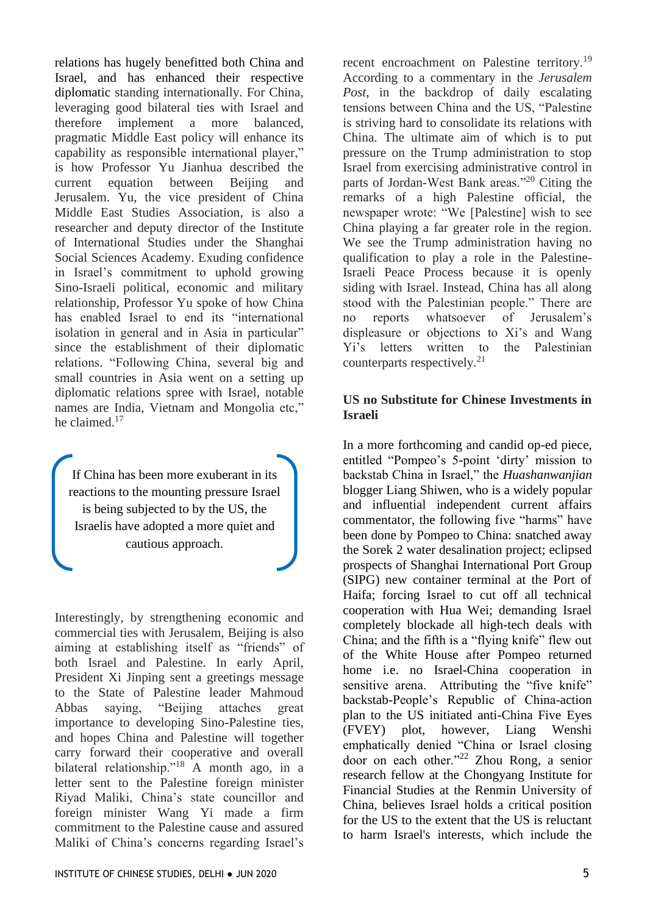relations has hugely benefitted both China and Israel, and has enhanced their respective diplomatic standing internationally. For China, leveraging good bilateral ties with Israel and therefore implement a more balanced, pragmatic Middle East policy will enhance its capability as responsible international player," is how Professor Yu Jianhua described the current equation between Beijing and Jerusalem. Yu, the vice president of China Middle East Studies Association, is also a researcher and deputy director of the Institute of International Studies under the Shanghai Social Sciences Academy. Exuding confidence in Israel's commitment to uphold growing Sino-Israeli political, economic and military relationship, Professor Yu spoke of how China has enabled Israel to end its "international isolation in general and in Asia in particular" since the establishment of their diplomatic relations. "Following China, several big and small countries in Asia went on a setting up diplomatic relations spree with Israel, notable names are India, Vietnam and Mongolia etc," he claimed.[17]

> If China has been more exuberant in its reactions to the mounting pressure Israel is being subjected to by the US, the Israelis have adopted a more quiet and cautious approach.

Interestingly, by strengthening economic and commercial ties with Jerusalem, Beijing is also aiming at establishing itself as "friends" of both Israel and Palestine. In early April, President Xi Jinping sent a greetings message to the State of Palestine leader Mahmoud Abbas saying, "Beijing attaches great importance to developing Sino-Palestine ties, and hopes China and Palestine will together carry forward their cooperative and overall bilateral relationship."[18] A month ago, in a letter sent to the Palestine foreign minister Riyad Maliki, China's state councillor and foreign minister Wang Yi made a firm commitment to the Palestine cause and assured Maliki of China's concerns regarding Israel's recent encroachment on Palestine territory.[19] According to a commentary in the *Jerusalem Post*, in the backdrop of daily escalating tensions between China and the US, "Palestine is striving hard to consolidate its relations with China. The ultimate aim of which is to put pressure on the Trump administration to stop Israel from exercising administrative control in parts of Jordan-West Bank areas."[20] Citing the remarks of a high Palestine official, the newspaper wrote: "We [Palestine] wish to see China playing a far greater role in the region. We see the Trump administration having no qualification to play a role in the Palestine-Israeli Peace Process because it is openly siding with Israel. Instead, China has all along stood with the Palestinian people." There are no reports whatsoever of Jerusalem's displeasure or objections to Xi's and Wang Yi's letters written to the Palestinian counterparts respectively.[21]

### US no Substitute for Chinese Investments in Israeli

In a more forthcoming and candid op-ed piece, entitled "Pompeo's 5-point 'dirty' mission to backstab China in Israel," the *Huashanwanjian* blogger Liang Shiwen, who is a widely popular and influential independent current affairs commentator, the following five "harms" have been done by Pompeo to China: snatched away the Sorek 2 water desalination project; eclipsed prospects of Shanghai International Port Group (SIPG) new container terminal at the Port of Haifa; forcing Israel to cut off all technical cooperation with Hua Wei; demanding Israel completely blockade all high-tech deals with China; and the fifth is a "flying knife" flew out of the White House after Pompeo returned home i.e. no Israel-China cooperation in sensitive arena. Attributing the "five knife" backstab-People's Republic of China-action plan to the US initiated anti-China Five Eyes (FVEY) plot, however, Liang Wenshi emphatically denied "China or Israel closing door on each other."[22] Zhou Rong, a senior research fellow at the Chongyang Institute for Financial Studies at the Renmin University of China, believes Israel holds a critical position for the US to the extent that the US is reluctant to harm Israel's interests, which include the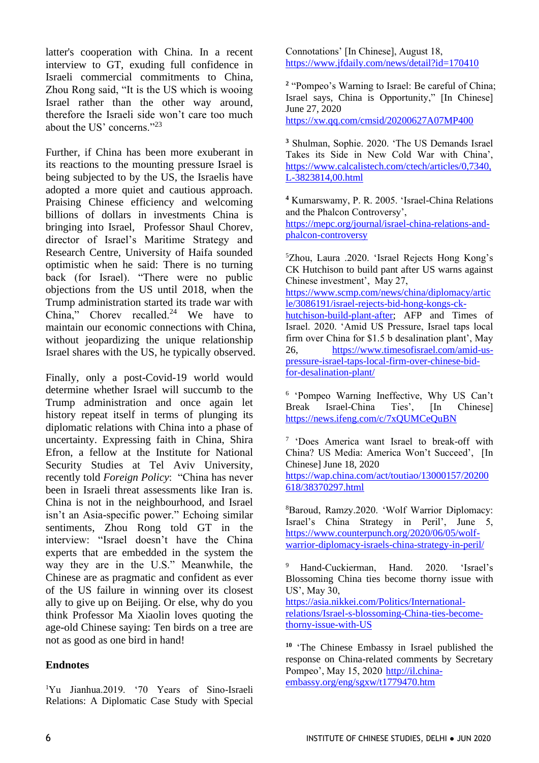latter's cooperation with China. In a recent interview to GT, exuding full confidence in Israeli commercial commitments to China, Zhou Rong said, "It is the US which is wooing Israel rather than the other way around, therefore the Israeli side won't care too much about the US' concerns."[23]

Further, if China has been more exuberant in its reactions to the mounting pressure Israel is being subjected to by the US, the Israelis have adopted a more quiet and cautious approach. Praising Chinese efficiency and welcoming billions of dollars in investments China is bringing into Israel, Professor Shaul Chorev, director of Israel's Maritime Strategy and Research Centre, University of Haifa sounded optimistic when he said: There is no turning back (for Israel). "There were no public objections from the US until 2018, when the Trump administration started its trade war with China," Chorev recalled.[24] We have to maintain our economic connections with China, without jeopardizing the unique relationship Israel shares with the US, he typically observed.

Finally, only a post-Covid-19 world would determine whether Israel will succumb to the Trump administration and once again let history repeat itself in terms of plunging its diplomatic relations with China into a phase of uncertainty. Expressing faith in China, Shira Efron, a fellow at the Institute for National Security Studies at Tel Aviv University, recently told *Foreign Policy*: "China has never been in Israeli threat assessments like Iran is. China is not in the neighbourhood, and Israel isn't an Asia-specific power." Echoing similar sentiments, Zhou Rong told GT in the interview: "Israel doesn't have the China experts that are embedded in the system the way they are in the U.S." Meanwhile, the Chinese are as pragmatic and confident as ever of the US failure in winning over its closest ally to give up on Beijing. Or else, why do you think Professor Ma Xiaolin loves quoting the age-old Chinese saying: Ten birds on a tree are not as good as one bird in hand!

**Endnotes**

[1] Yu Jianhua.2019. '70 Years of Sino-Israeli Relations: A Diplomatic Case Study with Special Connotations' [In Chinese], August 18, https://www.jfdaily.com/news/detail?id=170410

[2] "Pompeo's Warning to Israel: Be careful of China; Israel says, China is Opportunity," [In Chinese] June 27, 2020 https://xw.qq.com/cmsid/20200627A07MP400

[3] Shulman, Sophie. 2020. 'The US Demands Israel Takes its Side in New Cold War with China', https://www.calcalistech.com/ctech/articles/0,7340,L-3823814,00.html

[4] Kumarswamy, P. R. 2005. 'Israel-China Relations and the Phalcon Controversy', https://mepc.org/journal/israel-china-relations-and-phalcon-controversy

[5] Zhou, Laura .2020. 'Israel Rejects Hong Kong's CK Hutchison to build pant after US warns against Chinese investment', May 27, https://www.scmp.com/news/china/diplomacy/article/3086191/israel-rejects-bid-hong-kongs-ck-hutchison-build-plant-after; AFP and Times of Israel. 2020. 'Amid US Pressure, Israel taps local firm over China for $1.5 b desalination plant', May 26, https://www.timesofisrael.com/amid-us-pressure-israel-taps-local-firm-over-chinese-bid-for-desalination-plant/

[6] 'Pompeo Warning Ineffective, Why US Can't Break Israel-China Ties', [In Chinese] https://news.ifeng.com/c/7xQUMCeQuBN

[7] 'Does America want Israel to break-off with China? US Media: America Won't Succeed', [In Chinese] June 18, 2020 https://wap.china.com/act/toutiao/13000157/20200618/38370297.html

[8] Baroud, Ramzy.2020. 'Wolf Warrior Diplomacy: Israel's China Strategy in Peril', June 5, https://www.counterpunch.org/2020/06/05/wolf-warrior-diplomacy-israels-china-strategy-in-peril/

[9] Hand-Cuckierman, Hand. 2020. 'Israel's Blossoming China ties become thorny issue with US', May 30, https://asia.nikkei.com/Politics/International-relations/Israel-s-blossoming-China-ties-become-thorny-issue-with-US

[10] 'The Chinese Embassy in Israel published the response on China-related comments by Secretary Pompeo', May 15, 2020 http://il.china-embassy.org/eng/sgxw/t1779470.htm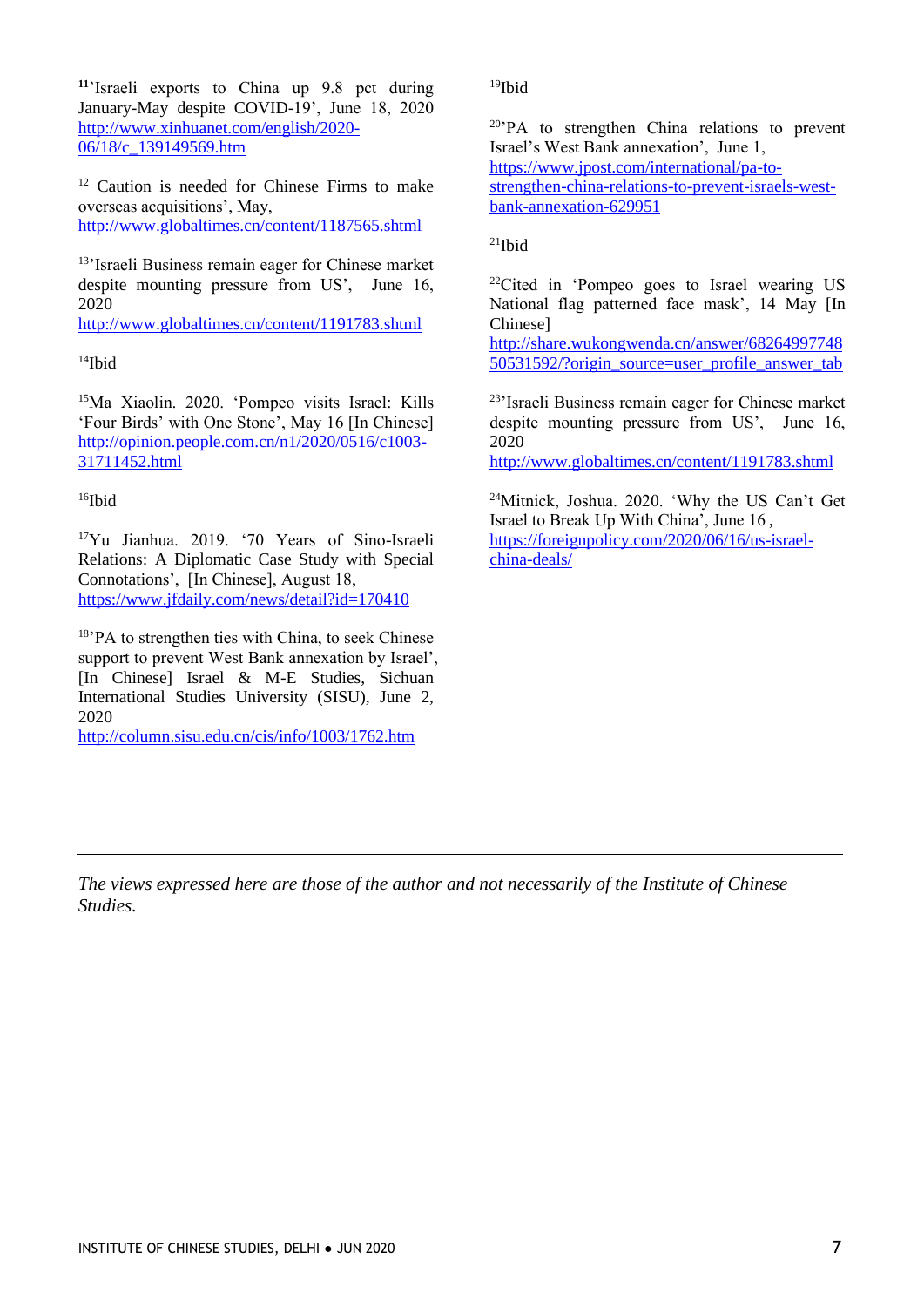[11]'Israeli exports to China up 9.8 pct during January-May despite COVID-19', June 18, 2020 http://www.xinhuanet.com/english/2020-06/18/c_139149569.htm

[12] Caution is needed for Chinese Firms to make overseas acquisitions', May, http://www.globaltimes.cn/content/1187565.shtml

[13]'Israeli Business remain eager for Chinese market despite mounting pressure from US', June 16, 2020 http://www.globaltimes.cn/content/1191783.shtml

[14]Ibid

[15]Ma Xiaolin. 2020. 'Pompeo visits Israel: Kills 'Four Birds' with One Stone', May 16 [In Chinese] http://opinion.people.com.cn/n1/2020/0516/c1003-31711452.html

[16]Ibid

[17]Yu Jianhua. 2019. '70 Years of Sino-Israeli Relations: A Diplomatic Case Study with Special Connotations', [In Chinese], August 18, https://www.jfdaily.com/news/detail?id=170410

[18]'PA to strengthen ties with China, to seek Chinese support to prevent West Bank annexation by Israel', [In Chinese] Israel & M-E Studies, Sichuan International Studies University (SISU), June 2, 2020 http://column.sisu.edu.cn/cis/info/1003/1762.htm

[19]Ibid

[20]'PA to strengthen China relations to prevent Israel's West Bank annexation', June 1, https://www.jpost.com/international/pa-to-strengthen-china-relations-to-prevent-israels-west-bank-annexation-629951

[21]Ibid

[22]Cited in 'Pompeo goes to Israel wearing US National flag patterned face mask', 14 May [In Chinese] http://share.wukongwenda.cn/answer/6826499774850531592/?origin_source=user_profile_answer_tab

[23]'Israeli Business remain eager for Chinese market despite mounting pressure from US', June 16, 2020 http://www.globaltimes.cn/content/1191783.shtml

[24]Mitnick, Joshua. 2020. 'Why the US Can't Get Israel to Break Up With China', June 16 , https://foreignpolicy.com/2020/06/16/us-israel-china-deals/

---

*The views expressed here are those of the author and not necessarily of the Institute of Chinese Studies.*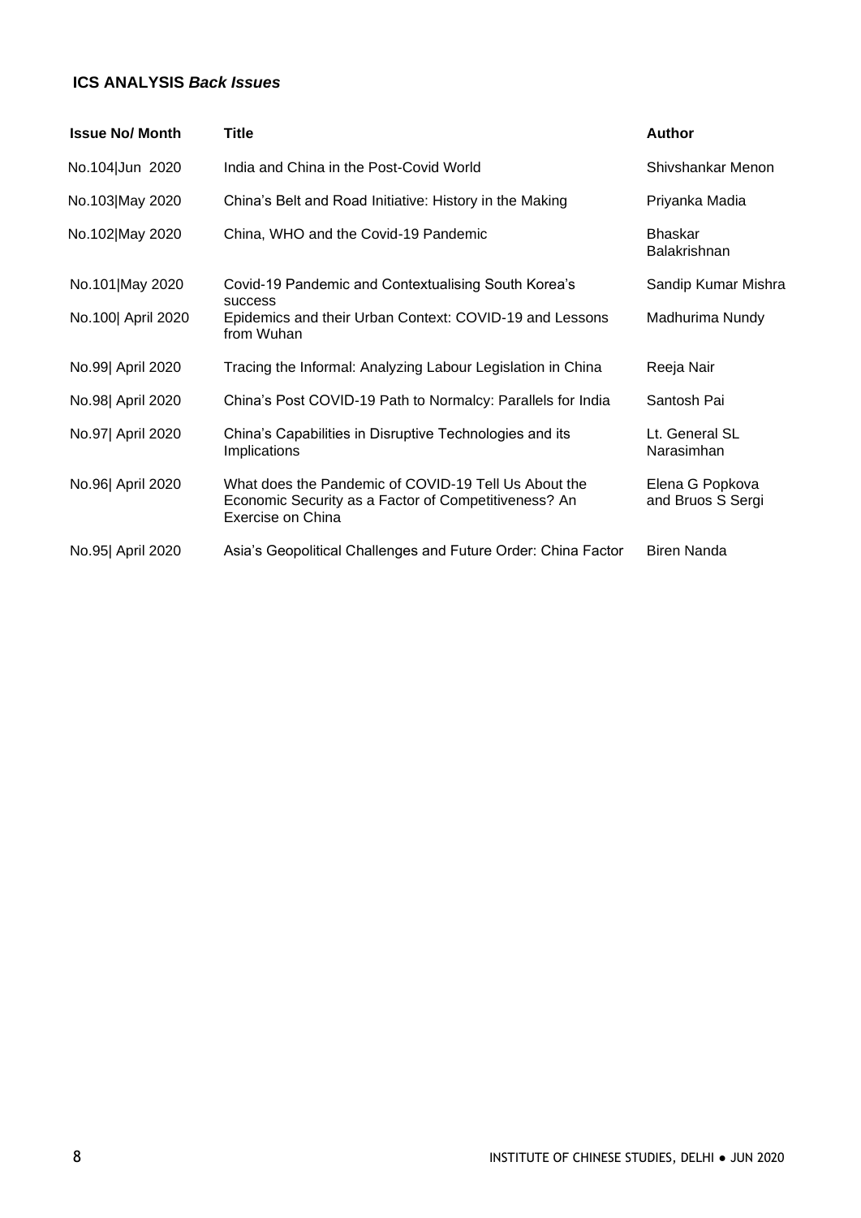**ICS ANALYSIS *Back Issues***

| Issue No/ Month | Title | Author |
|---|---|---|
| No.104\|Jun 2020 | India and China in the Post-Covid World | Shivshankar Menon |
| No.103\|May 2020 | China's Belt and Road Initiative: History in the Making | Priyanka Madia |
| No.102\|May 2020 | China, WHO and the Covid-19 Pandemic | Bhaskar Balakrishnan |
| No.101\|May 2020 | Covid-19 Pandemic and Contextualising South Korea's success | Sandip Kumar Mishra |
| No.100\| April 2020 | Epidemics and their Urban Context: COVID-19 and Lessons from Wuhan | Madhurima Nundy |
| No.99\| April 2020 | Tracing the Informal: Analyzing Labour Legislation in China | Reeja Nair |
| No.98\| April 2020 | China's Post COVID-19 Path to Normalcy: Parallels for India | Santosh Pai |
| No.97\| April 2020 | China's Capabilities in Disruptive Technologies and its Implications | Lt. General SL Narasimhan |
| No.96\| April 2020 | What does the Pandemic of COVID-19 Tell Us About the Economic Security as a Factor of Competitiveness? An Exercise on China | Elena G Popkova and Bruos S Sergi |
| No.95\| April 2020 | Asia's Geopolitical Challenges and Future Order: China Factor | Biren Nanda |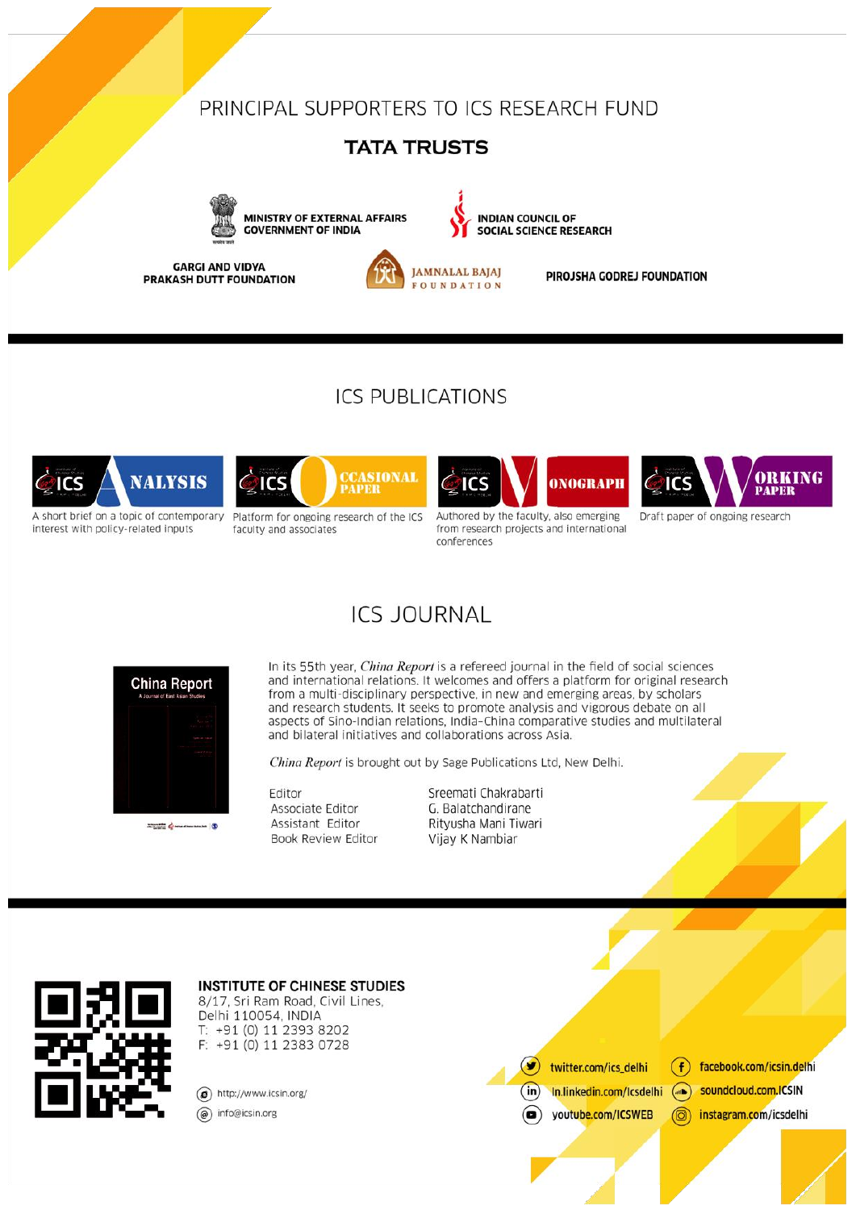## PRINCIPAL SUPPORTERS TO ICS RESEARCH FUND

**TATA TRUSTS**

MINISTRY OF EXTERNAL AFFAIRS
GOVERNMENT OF INDIA

INDIAN COUNCIL OF
SOCIAL SCIENCE RESEARCH

GARGI AND VIDYA
PRAKASH DUTT FOUNDATION

JAMNALAL BAJAJ
FOUNDATION

PIROJSHA GODREJ FOUNDATION

## ICS PUBLICATIONS

**ICS ANALYSIS**
A short brief on a topic of contemporary interest with policy-related inputs

**ICS OCCASIONAL PAPER**
Platform for ongoing research of the ICS faculty and associates

**ICS MONOGRAPH**
Authored by the faculty, also emerging from research projects and international conferences

**ICS WORKING PAPER**
Draft paper of ongoing research

## ICS JOURNAL

In its 55th year, *China Report* is a refereed journal in the field of social sciences and international relations. It welcomes and offers a platform for original research from a multi-disciplinary perspective, in new and emerging areas, by scholars and research students. It seeks to promote analysis and vigorous debate on all aspects of Sino-Indian relations, India-China comparative studies and multilateral and bilateral initiatives and collaborations across Asia.

*China Report* is brought out by Sage Publications Ltd, New Delhi.

| | |
|---|---|
| Editor | Sreemati Chakrabarti |
| Associate Editor | G. Balatchandirane |
| Assistant Editor | Rityusha Mani Tiwari |
| Book Review Editor | Vijay K Nambiar |

**INSTITUTE OF CHINESE STUDIES**
8/17, Sri Ram Road, Civil Lines,
Delhi 110054, INDIA
T: +91 (0) 11 2393 8202
F: +91 (0) 11 2383 0728

http://www.icsin.org/
info@icsin.org

twitter.com/ics_delhi
In.linkedin.com/Icsdelhi
youtube.com/ICSWEB
facebook.com/icsin.delhi
soundcloud.com.ICSIN
instagram.com/icsdelhi